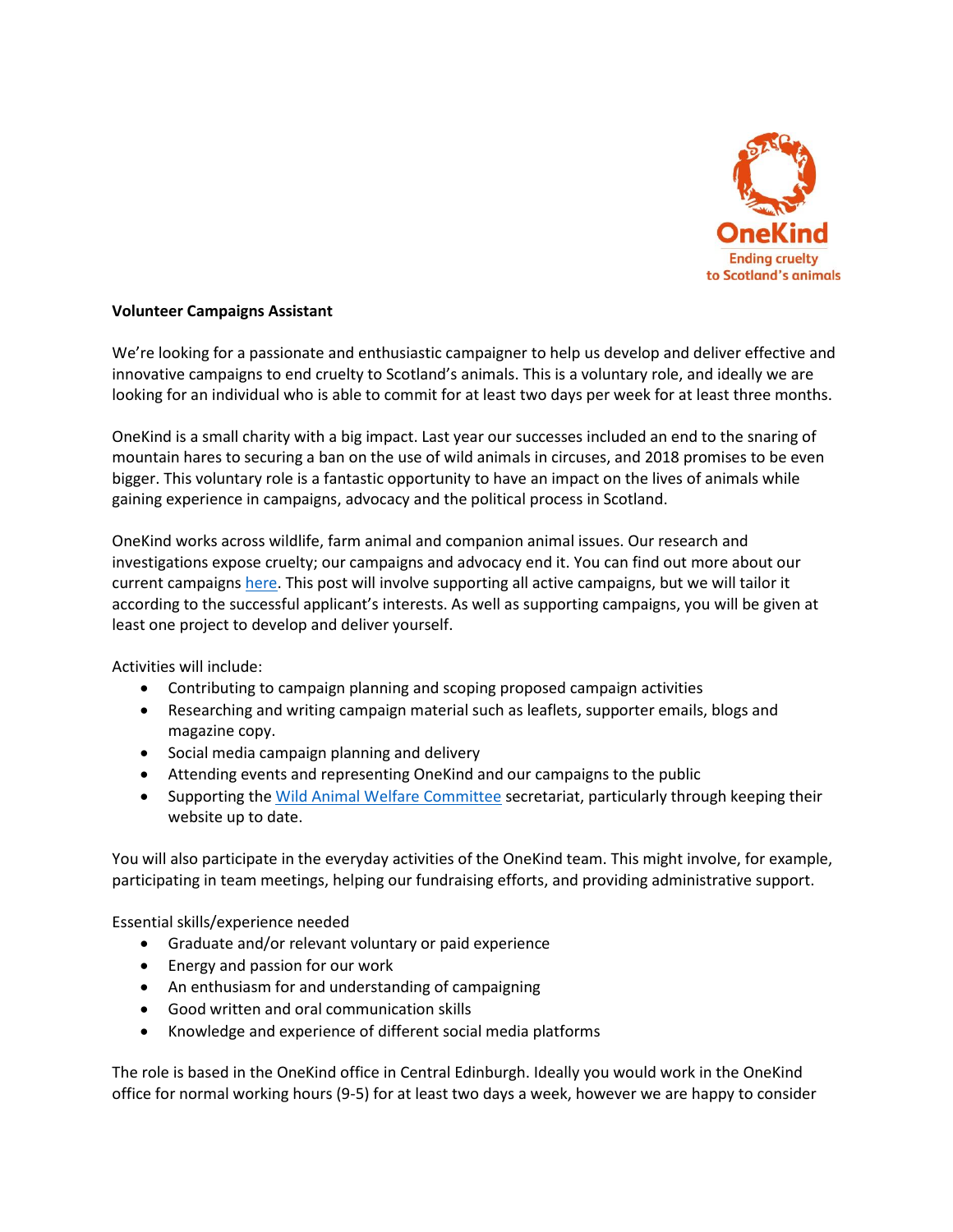OneKind
Ending cruelty to Scotland's animals

**Volunteer Campaigns Assistant**

We're looking for a passionate and enthusiastic campaigner to help us develop and deliver effective and innovative campaigns to end cruelty to Scotland's animals. This is a voluntary role, and ideally we are looking for an individual who is able to commit for at least two days per week for at least three months.

OneKind is a small charity with a big impact. Last year our successes included an end to the snaring of mountain hares to securing a ban on the use of wild animals in circuses, and 2018 promises to be even bigger. This voluntary role is a fantastic opportunity to have an impact on the lives of animals while gaining experience in campaigns, advocacy and the political process in Scotland.

OneKind works across wildlife, farm animal and companion animal issues. Our research and investigations expose cruelty; our campaigns and advocacy end it. You can find out more about our current campaigns here. This post will involve supporting all active campaigns, but we will tailor it according to the successful applicant's interests. As well as supporting campaigns, you will be given at least one project to develop and deliver yourself.

Activities will include:

- Contributing to campaign planning and scoping proposed campaign activities
- Researching and writing campaign material such as leaflets, supporter emails, blogs and magazine copy.
- Social media campaign planning and delivery
- Attending events and representing OneKind and our campaigns to the public
- Supporting the Wild Animal Welfare Committee secretariat, particularly through keeping their website up to date.

You will also participate in the everyday activities of the OneKind team. This might involve, for example, participating in team meetings, helping our fundraising efforts, and providing administrative support.

Essential skills/experience needed

- Graduate and/or relevant voluntary or paid experience
- Energy and passion for our work
- An enthusiasm for and understanding of campaigning
- Good written and oral communication skills
- Knowledge and experience of different social media platforms

The role is based in the OneKind office in Central Edinburgh. Ideally you would work in the OneKind office for normal working hours (9-5) for at least two days a week, however we are happy to consider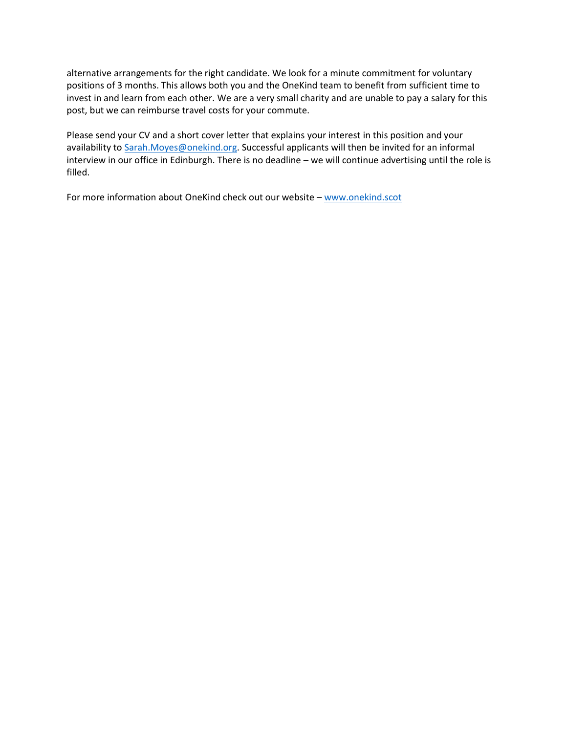alternative arrangements for the right candidate. We look for a minute commitment for voluntary positions of 3 months. This allows both you and the OneKind team to benefit from sufficient time to invest in and learn from each other. We are a very small charity and are unable to pay a salary for this post, but we can reimburse travel costs for your commute.

Please send your CV and a short cover letter that explains your interest in this position and your availability to Sarah.Moyes@onekind.org. Successful applicants will then be invited for an informal interview in our office in Edinburgh. There is no deadline – we will continue advertising until the role is filled.

For more information about OneKind check out our website – www.onekind.scot